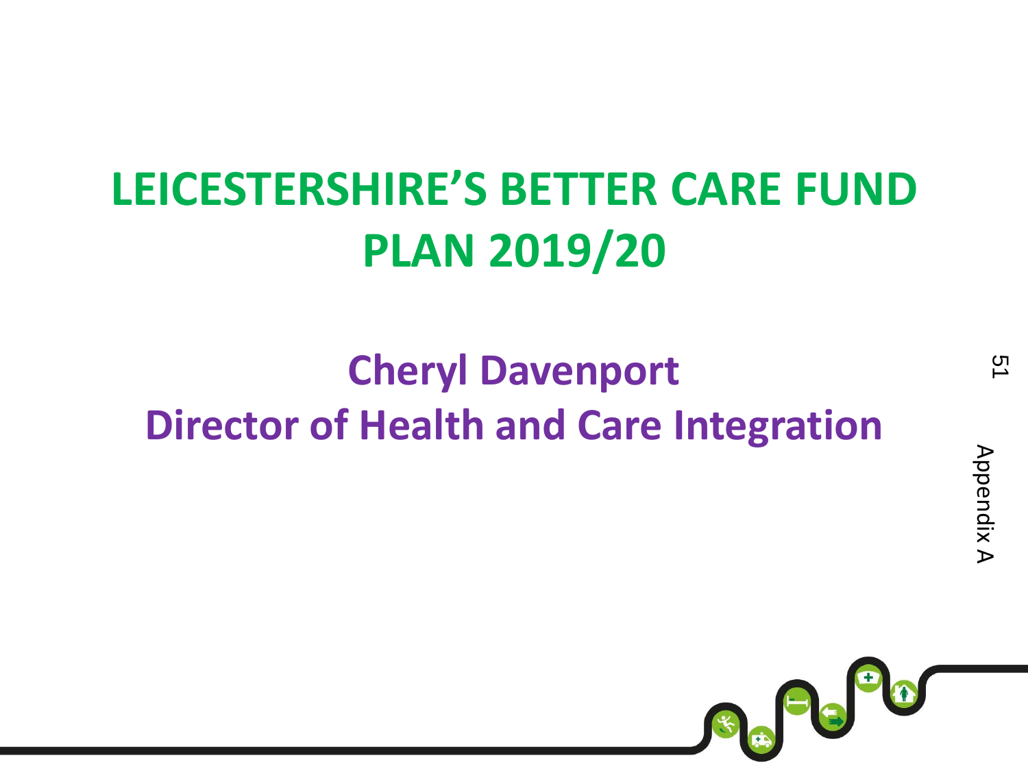# LEICESTERSHIRE'S BETTER CARE FUND PLAN 2019/20

## Cheryl Davenport
## Director of Health and Care Integration

Appendix A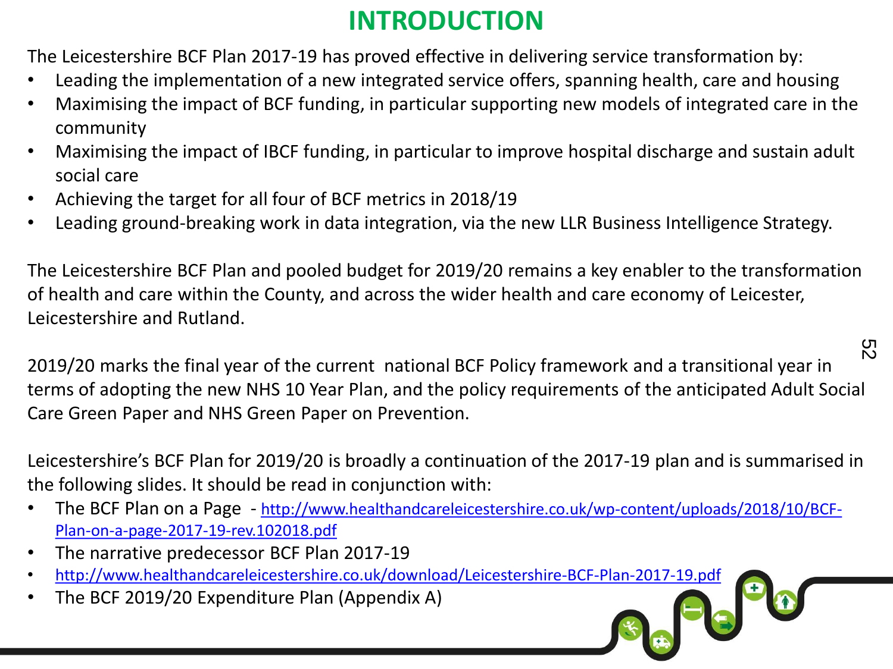# INTRODUCTION

The Leicestershire BCF Plan 2017-19 has proved effective in delivering service transformation by:

- Leading the implementation of a new integrated service offers, spanning health, care and housing
- Maximising the impact of BCF funding, in particular supporting new models of integrated care in the community
- Maximising the impact of IBCF funding, in particular to improve hospital discharge and sustain adult social care
- Achieving the target for all four of BCF metrics in 2018/19
- Leading ground-breaking work in data integration, via the new LLR Business Intelligence Strategy.

The Leicestershire BCF Plan and pooled budget for 2019/20 remains a key enabler to the transformation of health and care within the County, and across the wider health and care economy of Leicester, Leicestershire and Rutland.

2019/20 marks the final year of the current national BCF Policy framework and a transitional year in terms of adopting the new NHS 10 Year Plan, and the policy requirements of the anticipated Adult Social Care Green Paper and NHS Green Paper on Prevention.

Leicestershire's BCF Plan for 2019/20 is broadly a continuation of the 2017-19 plan and is summarised in the following slides. It should be read in conjunction with:

- The BCF Plan on a Page - http://www.healthandcareleicestershire.co.uk/wp-content/uploads/2018/10/BCF-Plan-on-a-page-2017-19-rev.102018.pdf
- The narrative predecessor BCF Plan 2017-19
- http://www.healthandcareleicestershire.co.uk/download/Leicestershire-BCF-Plan-2017-19.pdf
- The BCF 2019/20 Expenditure Plan (Appendix A)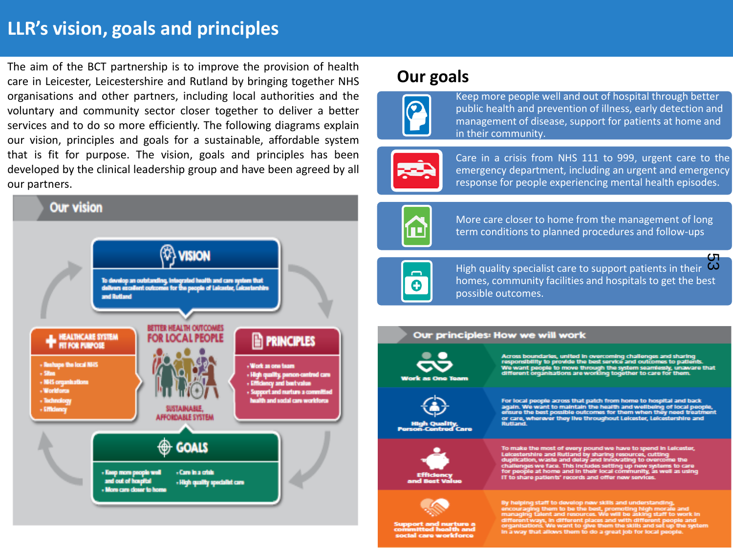# LLR's vision, goals and principles

The aim of the BCT partnership is to improve the provision of health care in Leicester, Leicestershire and Rutland by bringing together NHS organisations and other partners, including local authorities and the voluntary and community sector closer together to deliver a better services and to do so more efficiently. The following diagrams explain our vision, principles and goals for a sustainable, affordable system that is fit for purpose. The vision, goals and principles has been developed by the clinical leadership group and have been agreed by all our partners.

## Our vision

**VISION**

To develop an outstanding, integrated health and care system that delivers excellent outcomes for the people of Leicester, Leicestershire and Rutland

**BETTER HEALTH OUTCOMES FOR LOCAL PEOPLE**

**SUSTAINABLE, AFFORDABLE SYSTEM**

**HEALTHCARE SYSTEM FIT FOR PURPOSE**

- Reshape the local NHS
- Sites
- NHS organisations
- Workforce
- Technology
- Efficiency

**PRINCIPLES**

- Work as one team
- High quality, person-centred care
- Efficiency and best value
- Support and nurture a committed health and social care workforce

**GOALS**

- Keep more people well and out of hospital
- More care closer to home
- Care in a crisis
- High quality specialist care

## Our goals

- Keep more people well and out of hospital through better public health and prevention of illness, early detection and management of disease, support for patients at home and in their community.
- Care in a crisis from NHS 111 to 999, urgent care to the emergency department, including an urgent and emergency response for people experiencing mental health episodes.
- More care closer to home from the management of long term conditions to planned procedures and follow-ups
- High quality specialist care to support patients in their homes, community facilities and hospitals to get the best possible outcomes.

## Our principles: How we will work

**Work as One Team**

Across boundaries, united in overcoming challenges and sharing responsibility to provide the best service and outcomes to patients. We want people to move through the system seamlessly, unaware that different organisations are working together to care for them.

**High Quality, Person-Centred Care**

For local people across that patch from home to hospital and back again. We want to maintain the health and wellbeing of local people, ensure the best possible outcomes for them when they need treatment or care, wherever they live throughout Leicester, Leicestershire and Rutland.

**Efficiency and Best Value**

To make the most of every pound we have to spend in Leicester, Leicestershire and Rutland by sharing resources, cutting duplication, waste and delay and innovating to overcome the challenges we face. This includes setting up new systems to care for people at home and in their local community, as well as using IT to share patients' records and offer new services.

**Support and nurture a committed health and social care workforce**

By helping staff to develop new skills and understanding, encouraging them to be the best, promoting high morale and managing talent and resources. We will be asking staff to work in different ways, in different places and with different people and organisations. We want to give them the skills and set up the system in a way that allows them to do a great job for local people.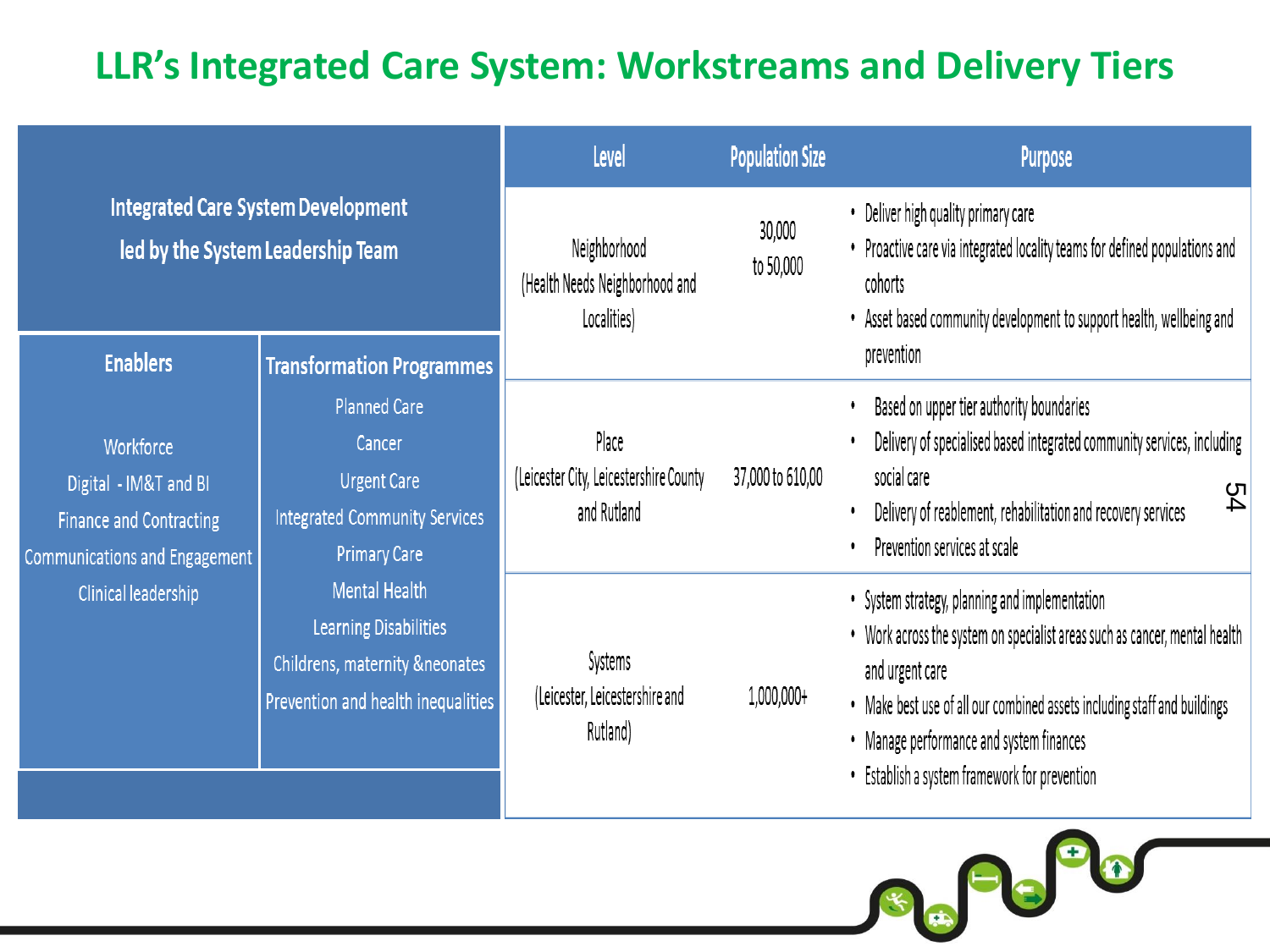# LLR's Integrated Care System: Workstreams and Delivery Tiers

**Integrated Care System Development led by the System Leadership Team**

| Enablers | Transformation Programmes |
|---|---|
| Workforce | Planned Care |
| Digital - IM&T and BI | Cancer |
| Finance and Contracting | Urgent Care |
| Communications and Engagement | Integrated Community Services |
| Clinical leadership | Primary Care |
| | Mental Health |
| | Learning Disabilities |
| | Childrens, maternity &neonates |
| | Prevention and health inequalities |

| Level | Population Size | Purpose |
|---|---|---|
| Neighborhood (Health Needs Neighborhood and Localities) | 30,000 to 50,000 | • Deliver high quality primary care<br>• Proactive care via integrated locality teams for defined populations and cohorts<br>• Asset based community development to support health, wellbeing and prevention |
| Place (Leicester City, Leicestershire County and Rutland) | 37,000 to 610,00 | • Based on upper tier authority boundaries<br>• Delivery of specialised based integrated community services, including social care<br>• Delivery of reablement, rehabilitation and recovery services<br>• Prevention services at scale |
| Systems (Leicester, Leicestershire and Rutland) | 1,000,000+ | • System strategy, planning and implementation<br>• Work across the system on specialist areas such as cancer, mental health and urgent care<br>• Make best use of all our combined assets including staff and buildings<br>• Manage performance and system finances<br>• Establish a system framework for prevention |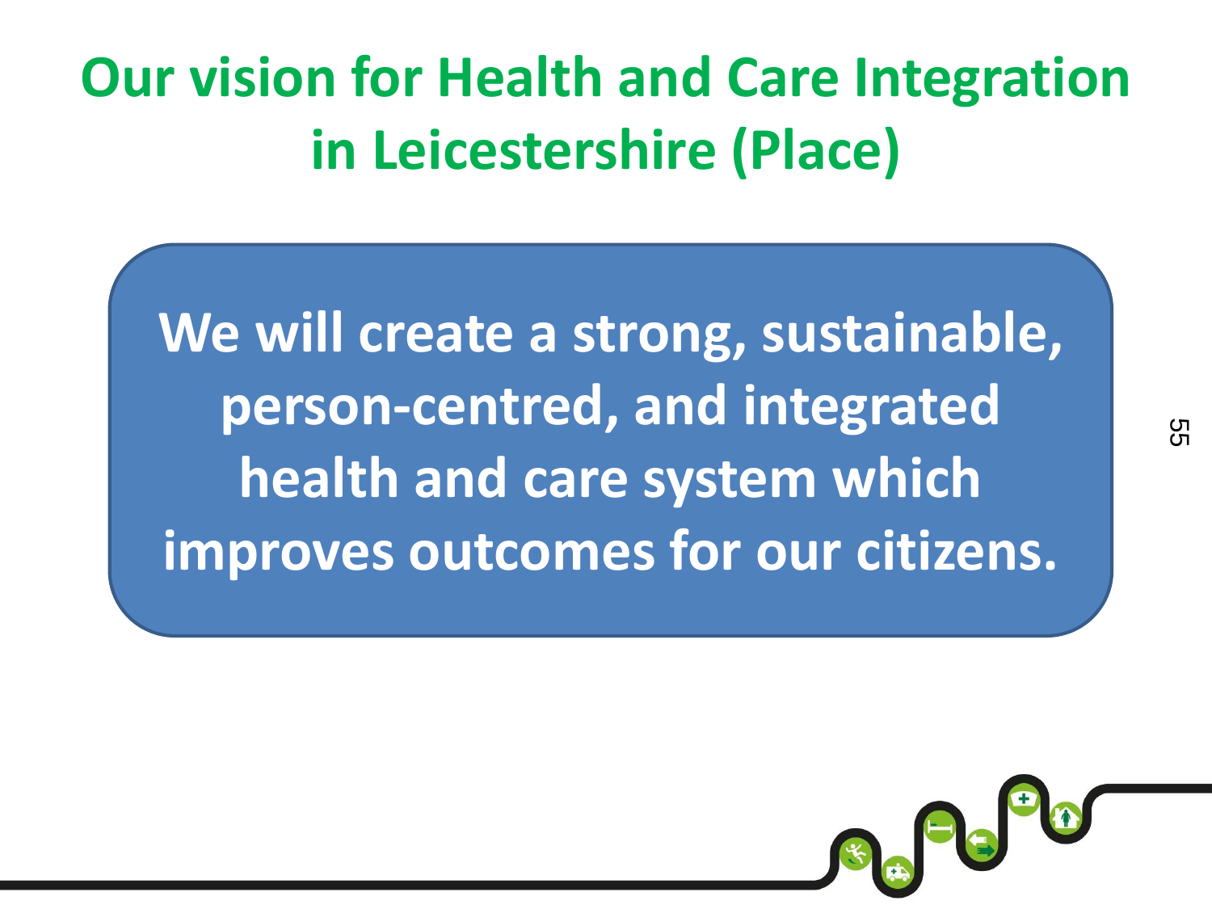# Our vision for Health and Care Integration in Leicestershire (Place)

**We will create a strong, sustainable, person-centred, and integrated health and care system which improves outcomes for our citizens.**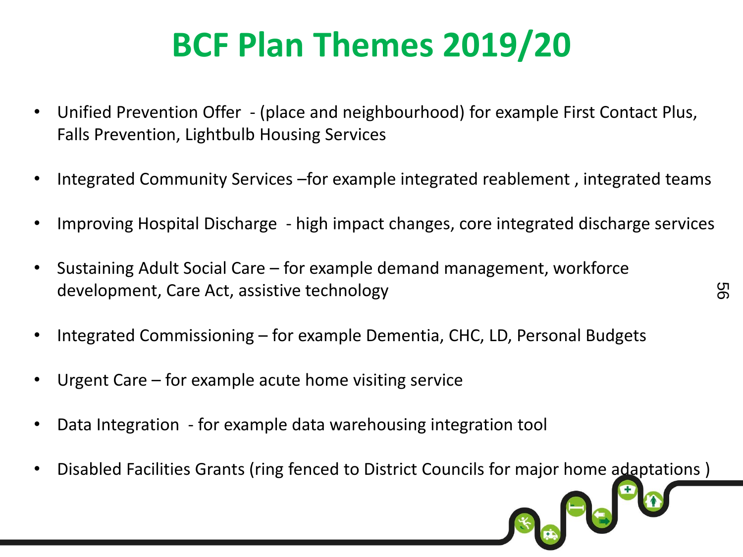# BCF Plan Themes 2019/20

- Unified Prevention Offer - (place and neighbourhood) for example First Contact Plus, Falls Prevention, Lightbulb Housing Services
- Integrated Community Services –for example integrated reablement , integrated teams
- Improving Hospital Discharge - high impact changes, core integrated discharge services
- Sustaining Adult Social Care – for example demand management, workforce development, Care Act, assistive technology
- Integrated Commissioning – for example Dementia, CHC, LD, Personal Budgets
- Urgent Care – for example acute home visiting service
- Data Integration - for example data warehousing integration tool
- Disabled Facilities Grants (ring fenced to District Councils for major home adaptations )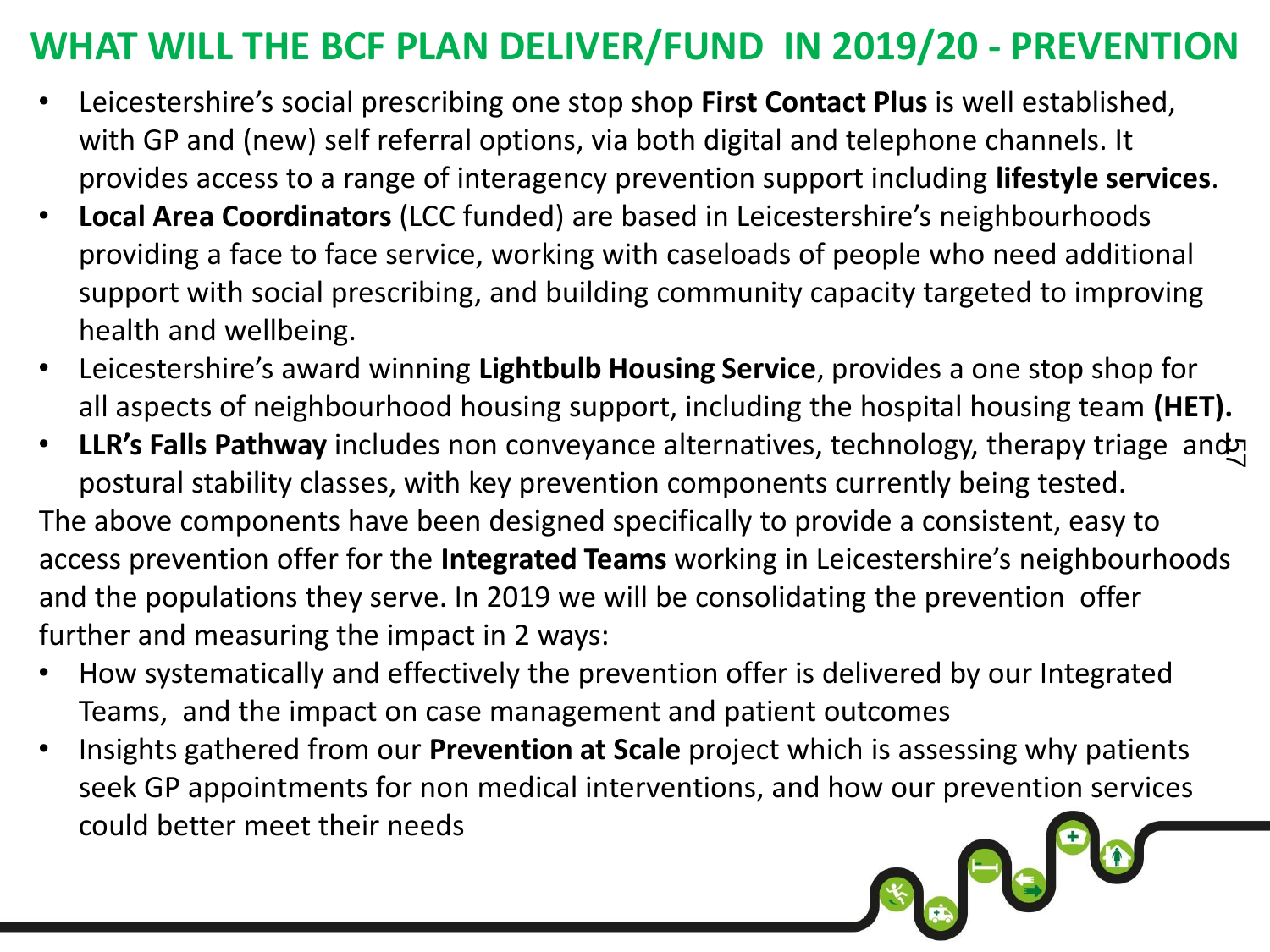# WHAT WILL THE BCF PLAN DELIVER/FUND IN 2019/20 - PREVENTION

- Leicestershire's social prescribing one stop shop **First Contact Plus** is well established, with GP and (new) self referral options, via both digital and telephone channels. It provides access to a range of interagency prevention support including **lifestyle services**.
- **Local Area Coordinators** (LCC funded) are based in Leicestershire's neighbourhoods providing a face to face service, working with caseloads of people who need additional support with social prescribing, and building community capacity targeted to improving health and wellbeing.
- Leicestershire's award winning **Lightbulb Housing Service**, provides a one stop shop for all aspects of neighbourhood housing support, including the hospital housing team **(HET).**
- **LLR's Falls Pathway** includes non conveyance alternatives, technology, therapy triage and postural stability classes, with key prevention components currently being tested.

The above components have been designed specifically to provide a consistent, easy to access prevention offer for the **Integrated Teams** working in Leicestershire's neighbourhoods and the populations they serve. In 2019 we will be consolidating the prevention offer further and measuring the impact in 2 ways:

- How systematically and effectively the prevention offer is delivered by our Integrated Teams, and the impact on case management and patient outcomes
- Insights gathered from our **Prevention at Scale** project which is assessing why patients seek GP appointments for non medical interventions, and how our prevention services could better meet their needs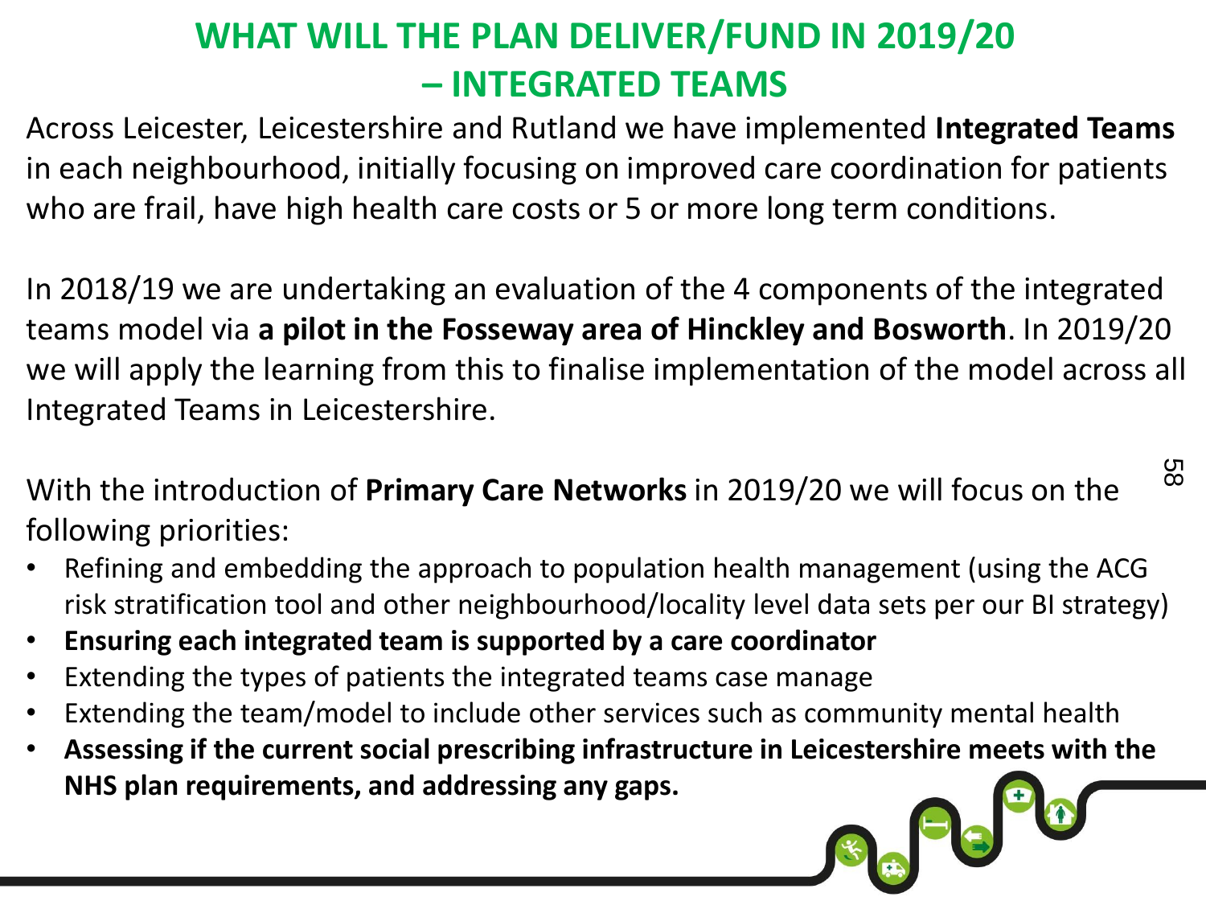# WHAT WILL THE PLAN DELIVER/FUND IN 2019/20 – INTEGRATED TEAMS

Across Leicester, Leicestershire and Rutland we have implemented **Integrated Teams** in each neighbourhood, initially focusing on improved care coordination for patients who are frail, have high health care costs or 5 or more long term conditions.

In 2018/19 we are undertaking an evaluation of the 4 components of the integrated teams model via **a pilot in the Fosseway area of Hinckley and Bosworth**. In 2019/20 we will apply the learning from this to finalise implementation of the model across all Integrated Teams in Leicestershire.

With the introduction of **Primary Care Networks** in 2019/20 we will focus on the following priorities:

- Refining and embedding the approach to population health management (using the ACG risk stratification tool and other neighbourhood/locality level data sets per our BI strategy)
- **Ensuring each integrated team is supported by a care coordinator**
- Extending the types of patients the integrated teams case manage
- Extending the team/model to include other services such as community mental health
- **Assessing if the current social prescribing infrastructure in Leicestershire meets with the NHS plan requirements, and addressing any gaps.**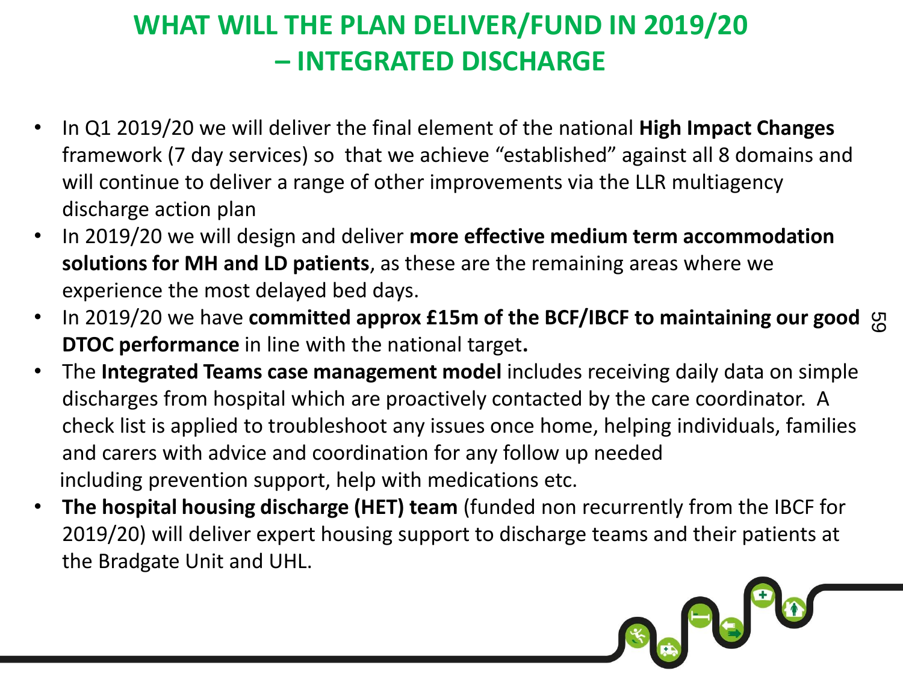# WHAT WILL THE PLAN DELIVER/FUND IN 2019/20 – INTEGRATED DISCHARGE

- In Q1 2019/20 we will deliver the final element of the national **High Impact Changes** framework (7 day services) so that we achieve "established" against all 8 domains and will continue to deliver a range of other improvements via the LLR multiagency discharge action plan
- In 2019/20 we will design and deliver **more effective medium term accommodation solutions for MH and LD patients**, as these are the remaining areas where we experience the most delayed bed days.
- In 2019/20 we have **committed approx £15m of the BCF/IBCF to maintaining our good DTOC performance** in line with the national target**.**
- The **Integrated Teams case management model** includes receiving daily data on simple discharges from hospital which are proactively contacted by the care coordinator. A check list is applied to troubleshoot any issues once home, helping individuals, families and carers with advice and coordination for any follow up needed including prevention support, help with medications etc.
- **The hospital housing discharge (HET) team** (funded non recurrently from the IBCF for 2019/20) will deliver expert housing support to discharge teams and their patients at the Bradgate Unit and UHL.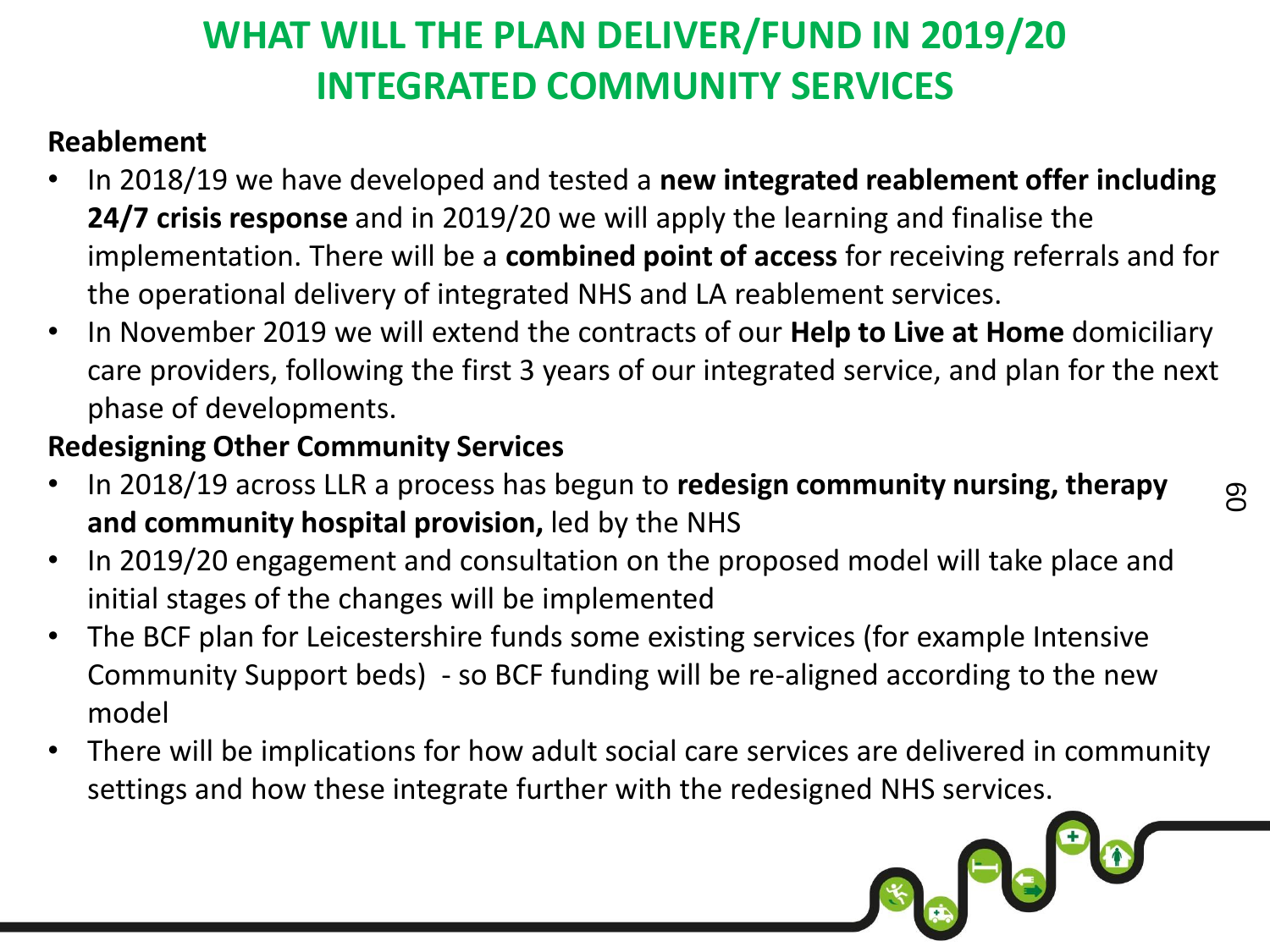# WHAT WILL THE PLAN DELIVER/FUND IN 2019/20 INTEGRATED COMMUNITY SERVICES

**Reablement**

- In 2018/19 we have developed and tested a **new integrated reablement offer including 24/7 crisis response** and in 2019/20 we will apply the learning and finalise the implementation. There will be a **combined point of access** for receiving referrals and for the operational delivery of integrated NHS and LA reablement services.
- In November 2019 we will extend the contracts of our **Help to Live at Home** domiciliary care providers, following the first 3 years of our integrated service, and plan for the next phase of developments.

**Redesigning Other Community Services**

- In 2018/19 across LLR a process has begun to **redesign community nursing, therapy and community hospital provision,** led by the NHS
- In 2019/20 engagement and consultation on the proposed model will take place and initial stages of the changes will be implemented
- The BCF plan for Leicestershire funds some existing services (for example Intensive Community Support beds) - so BCF funding will be re-aligned according to the new model
- There will be implications for how adult social care services are delivered in community settings and how these integrate further with the redesigned NHS services.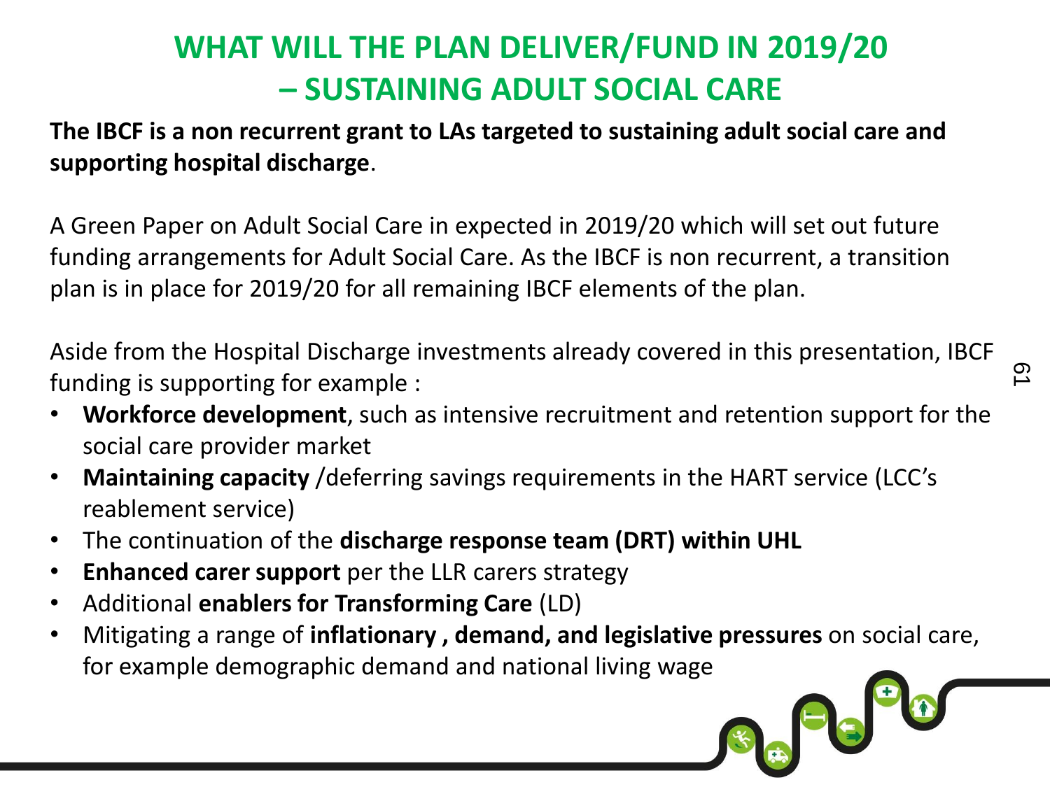# WHAT WILL THE PLAN DELIVER/FUND IN 2019/20 – SUSTAINING ADULT SOCIAL CARE

**The IBCF is a non recurrent grant to LAs targeted to sustaining adult social care and supporting hospital discharge**.

A Green Paper on Adult Social Care in expected in 2019/20 which will set out future funding arrangements for Adult Social Care. As the IBCF is non recurrent, a transition plan is in place for 2019/20 for all remaining IBCF elements of the plan.

Aside from the Hospital Discharge investments already covered in this presentation, IBCF funding is supporting for example :

- **Workforce development**, such as intensive recruitment and retention support for the social care provider market
- **Maintaining capacity** /deferring savings requirements in the HART service (LCC's reablement service)
- The continuation of the **discharge response team (DRT) within UHL**
- **Enhanced carer support** per the LLR carers strategy
- Additional **enablers for Transforming Care** (LD)
- Mitigating a range of **inflationary , demand, and legislative pressures** on social care, for example demographic demand and national living wage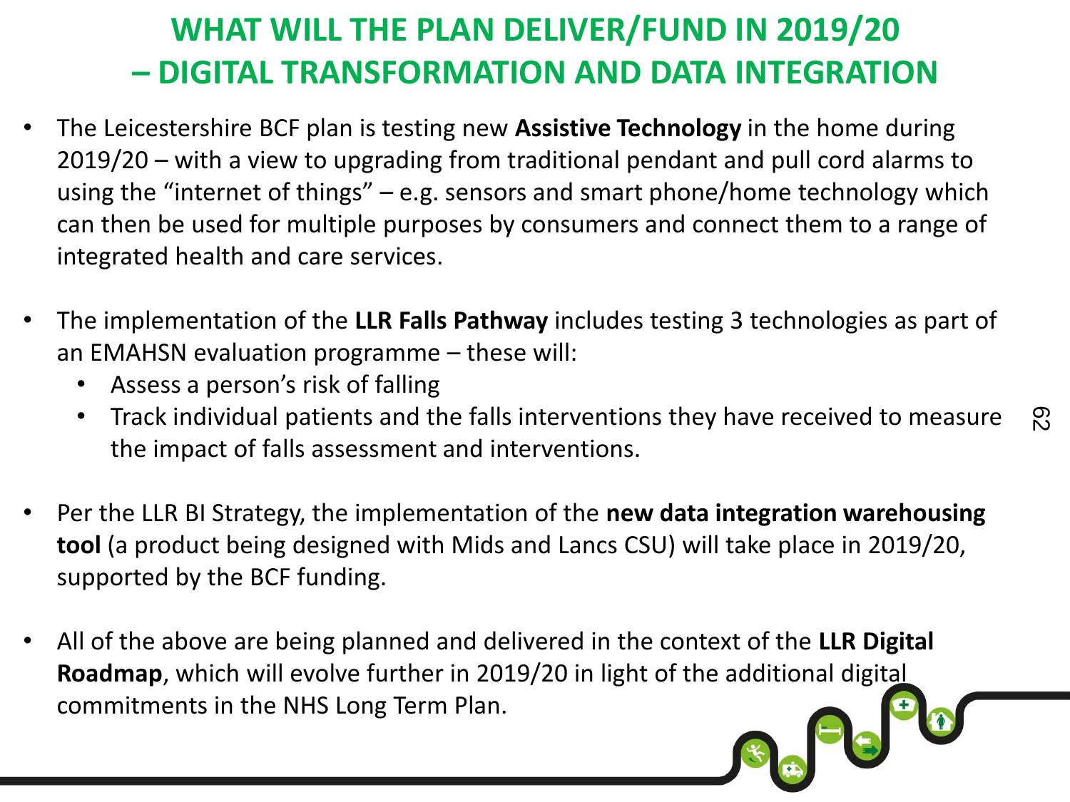# WHAT WILL THE PLAN DELIVER/FUND IN 2019/20 – DIGITAL TRANSFORMATION AND DATA INTEGRATION

- The Leicestershire BCF plan is testing new **Assistive Technology** in the home during 2019/20 – with a view to upgrading from traditional pendant and pull cord alarms to using the "internet of things" – e.g. sensors and smart phone/home technology which can then be used for multiple purposes by consumers and connect them to a range of integrated health and care services.

- The implementation of the **LLR Falls Pathway** includes testing 3 technologies as part of an EMAHSN evaluation programme – these will:
  - Assess a person's risk of falling
  - Track individual patients and the falls interventions they have received to measure the impact of falls assessment and interventions.

- Per the LLR BI Strategy, the implementation of the **new data integration warehousing tool** (a product being designed with Mids and Lancs CSU) will take place in 2019/20, supported by the BCF funding.

- All of the above are being planned and delivered in the context of the **LLR Digital Roadmap**, which will evolve further in 2019/20 in light of the additional digital commitments in the NHS Long Term Plan.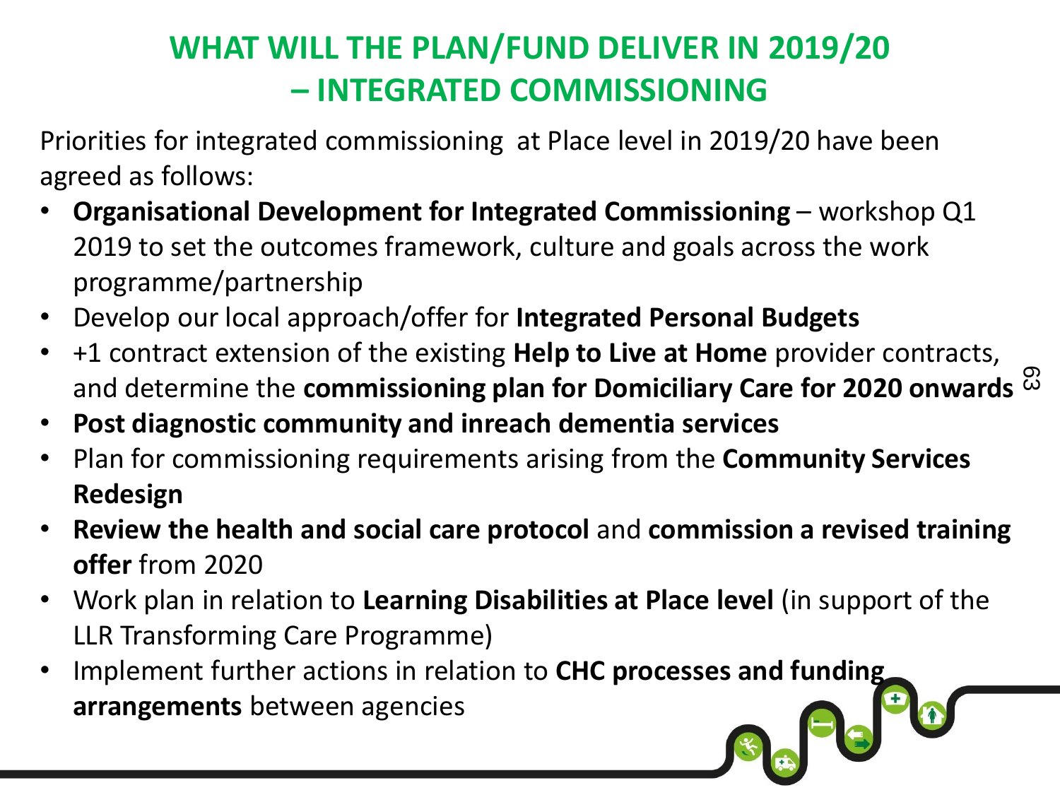# WHAT WILL THE PLAN/FUND DELIVER IN 2019/20 – INTEGRATED COMMISSIONING

Priorities for integrated commissioning at Place level in 2019/20 have been agreed as follows:

- **Organisational Development for Integrated Commissioning** – workshop Q1 2019 to set the outcomes framework, culture and goals across the work programme/partnership
- Develop our local approach/offer for **Integrated Personal Budgets**
- +1 contract extension of the existing **Help to Live at Home** provider contracts, and determine the **commissioning plan for Domiciliary Care for 2020 onwards**
- **Post diagnostic community and inreach dementia services**
- Plan for commissioning requirements arising from the **Community Services Redesign**
- **Review the health and social care protocol** and **commission a revised training offer** from 2020
- Work plan in relation to **Learning Disabilities at Place level** (in support of the LLR Transforming Care Programme)
- Implement further actions in relation to **CHC processes and funding arrangements** between agencies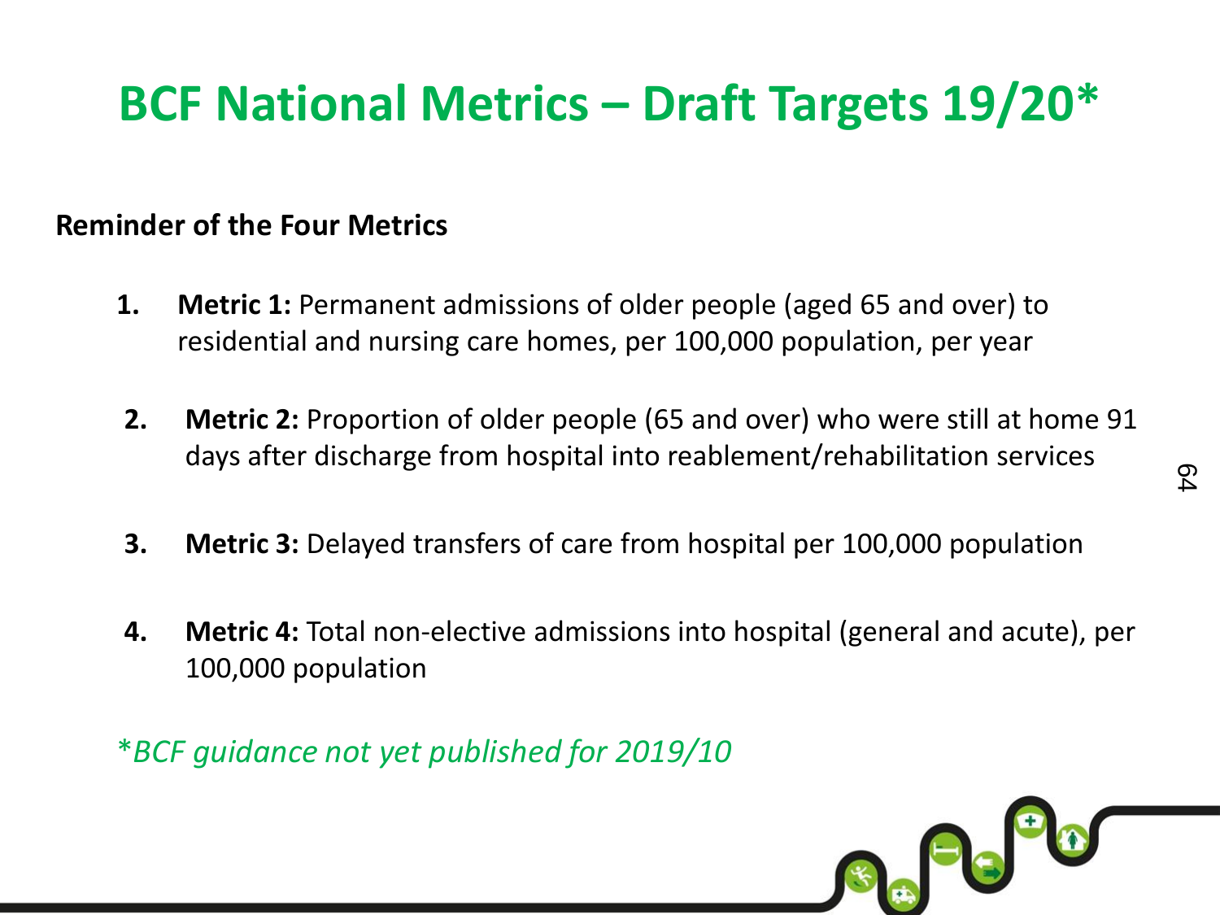# BCF National Metrics – Draft Targets 19/20*

**Reminder of the Four Metrics**

1. **Metric 1:** Permanent admissions of older people (aged 65 and over) to residential and nursing care homes, per 100,000 population, per year
2. **Metric 2:** Proportion of older people (65 and over) who were still at home 91 days after discharge from hospital into reablement/rehabilitation services
3. **Metric 3:** Delayed transfers of care from hospital per 100,000 population
4. **Metric 4:** Total non-elective admissions into hospital (general and acute), per 100,000 population

*\*BCF guidance not yet published for 2019/10*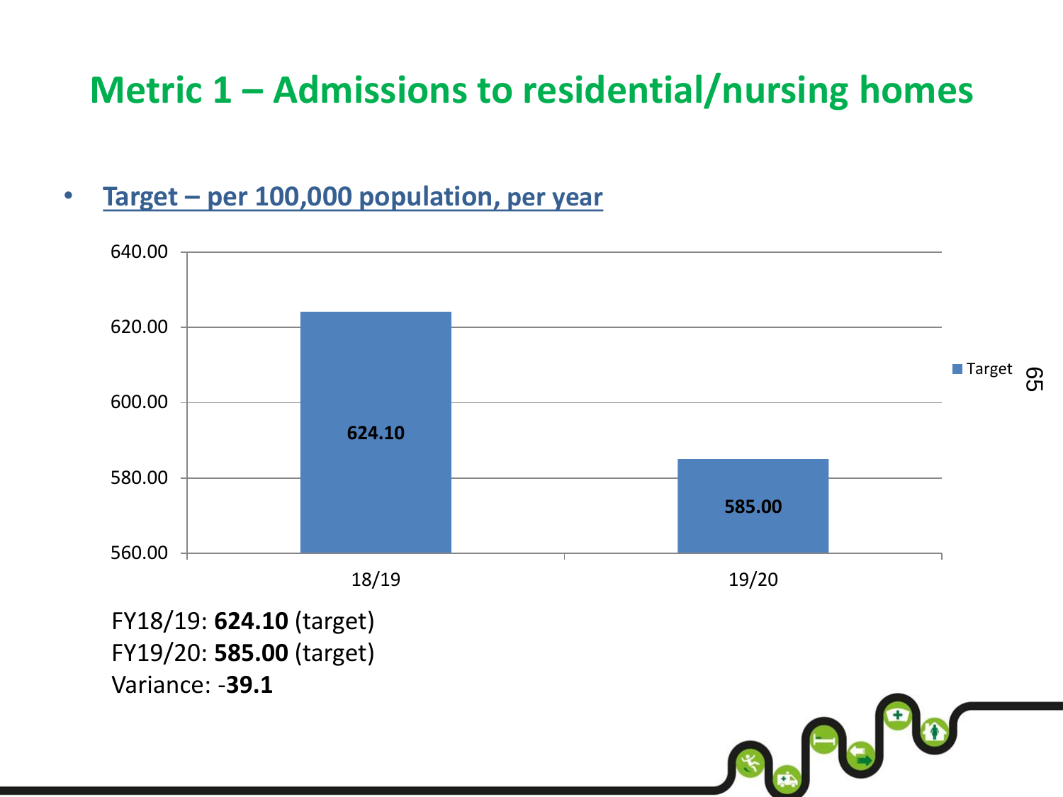# Metric 1 – Admissions to residential/nursing homes

- **Target – per 100,000 population, per year**

| | Target |
|---|---|
| 18/19 | 624.10 |
| 19/20 | 585.00 |

FY18/19: **624.10** (target)
FY19/20: **585.00** (target)
Variance: -**39.1**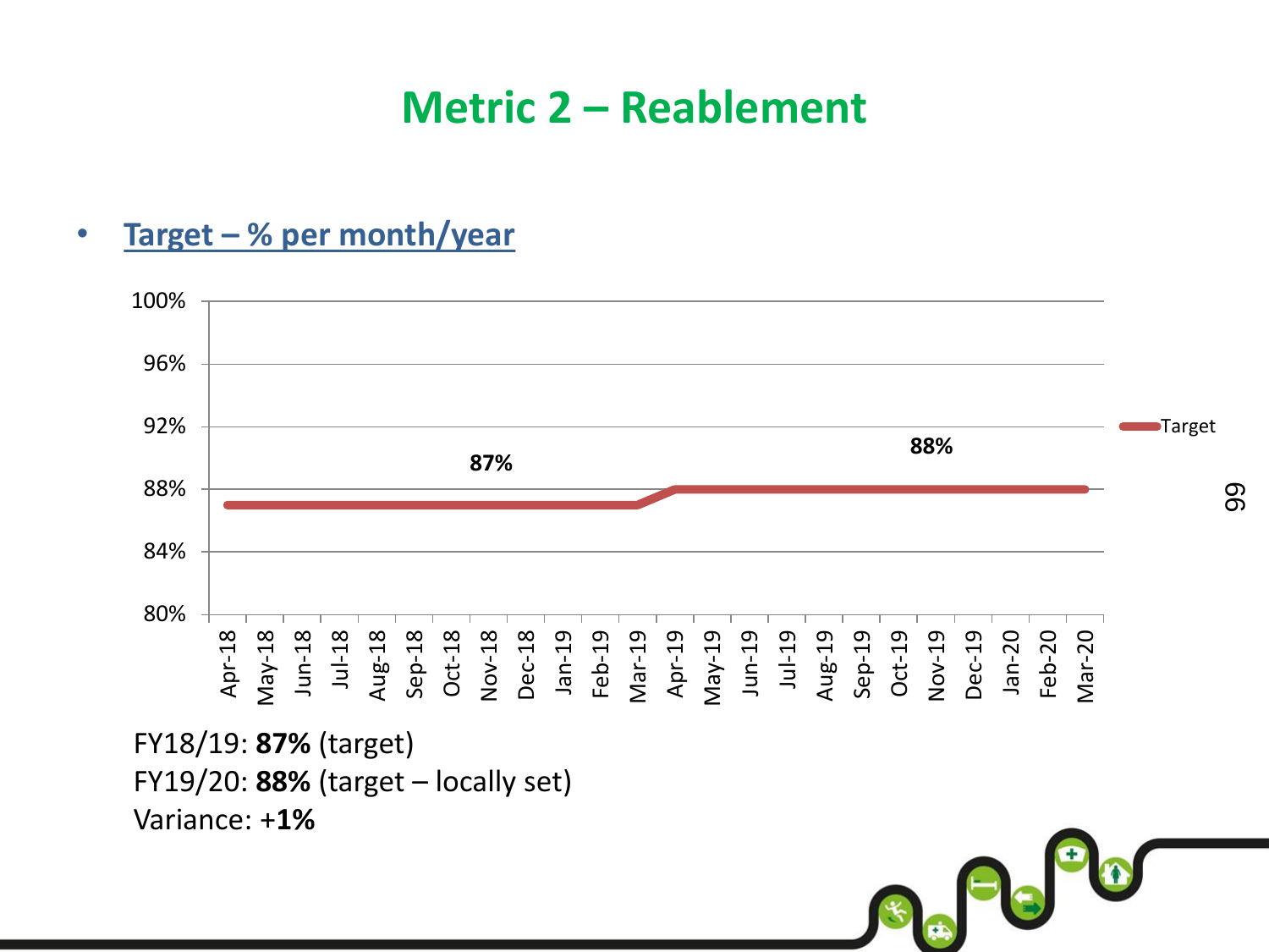# Metric 2 – Reablement

- **Target – % per month/year**

FY18/19: **87%** (target)
FY19/20: **88%** (target – locally set)
Variance: +**1%**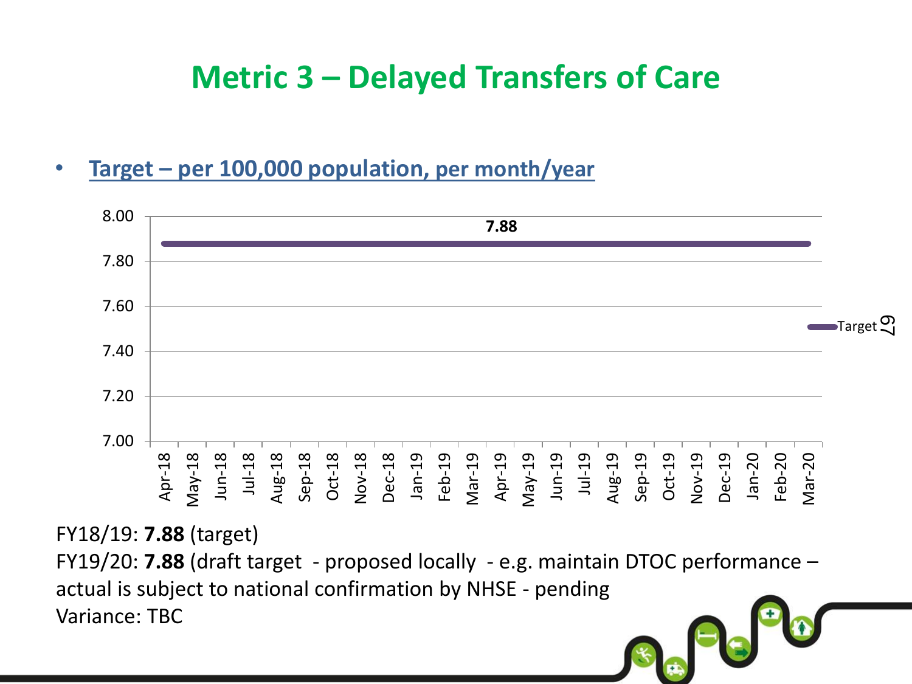# Metric 3 – Delayed Transfers of Care

- **Target – per 100,000 population, per month/year**

FY18/19: **7.88** (target)

FY19/20: **7.88** (draft target - proposed locally - e.g. maintain DTOC performance – actual is subject to national confirmation by NHSE - pending

Variance: TBC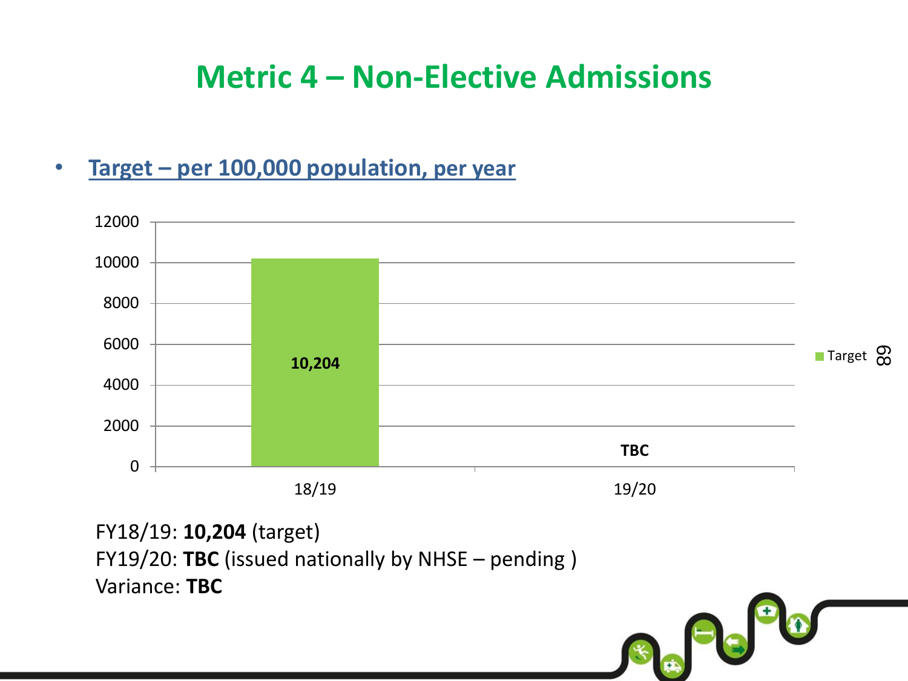# Metric 4 – Non-Elective Admissions

- **Target – per 100,000 population, per year**

| | Target |
| --- | --- |
| 18/19 | 10,204 |
| 19/20 | TBC |

FY18/19: **10,204** (target)
FY19/20: **TBC** (issued nationally by NHSE – pending )
Variance: **TBC**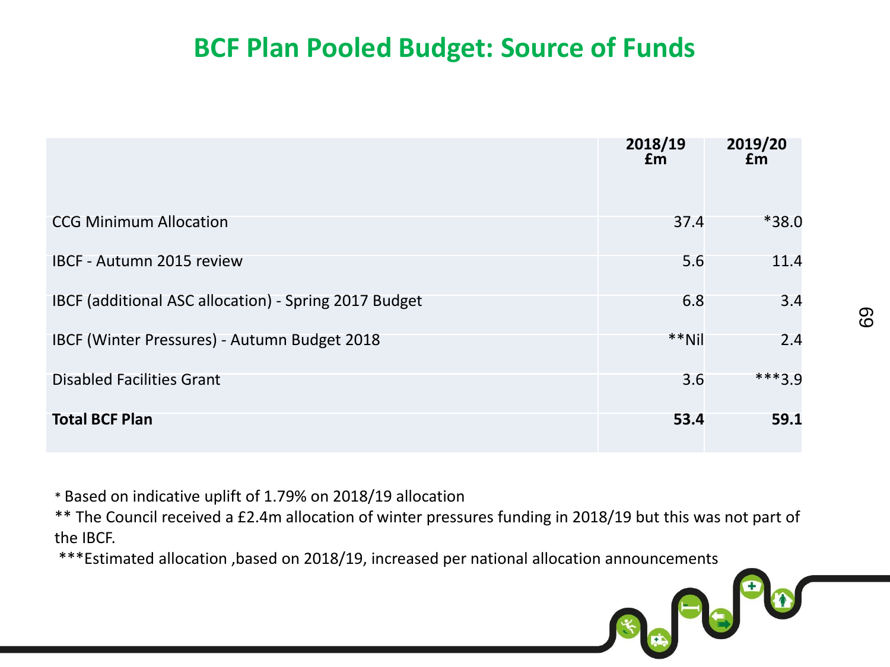# BCF Plan Pooled Budget: Source of Funds

| | 2018/19 £m | 2019/20 £m |
|---|---|---|
| CCG Minimum Allocation | 37.4 | *38.0 |
| IBCF - Autumn 2015 review | 5.6 | 11.4 |
| IBCF (additional ASC allocation) - Spring 2017 Budget | 6.8 | 3.4 |
| IBCF (Winter Pressures) - Autumn Budget 2018 | **Nil | 2.4 |
| Disabled Facilities Grant | 3.6 | ***3.9 |
| **Total BCF Plan** | **53.4** | **59.1** |

* Based on indicative uplift of 1.79% on 2018/19 allocation

** The Council received a £2.4m allocation of winter pressures funding in 2018/19 but this was not part of the IBCF.

***Estimated allocation ,based on 2018/19, increased per national allocation announcements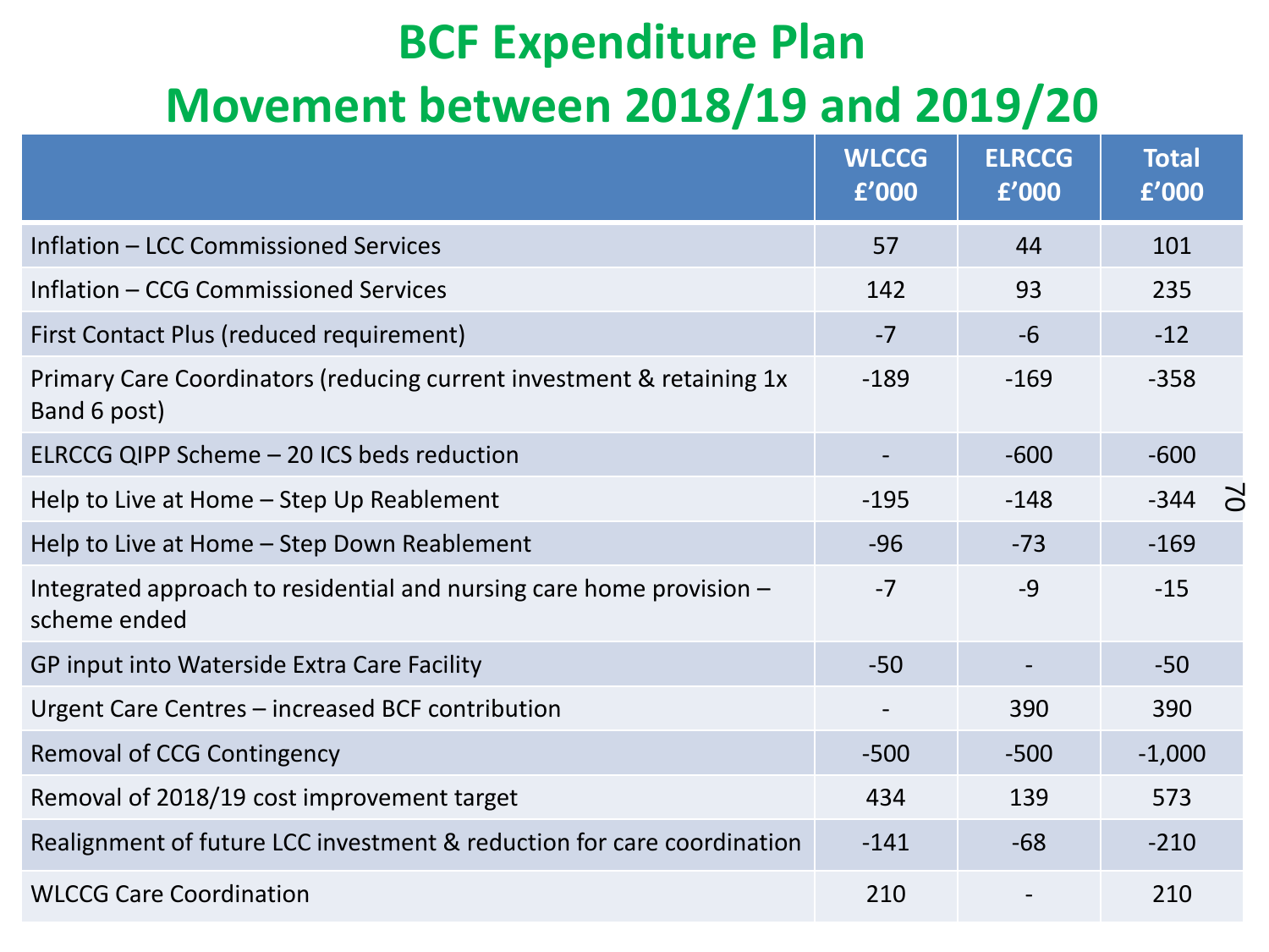# BCF Expenditure Plan
# Movement between 2018/19 and 2019/20

| | WLCCG £'000 | ELRCCG £'000 | Total £'000 |
|---|---|---|---|
| Inflation – LCC Commissioned Services | 57 | 44 | 101 |
| Inflation – CCG Commissioned Services | 142 | 93 | 235 |
| First Contact Plus (reduced requirement) | -7 | -6 | -12 |
| Primary Care Coordinators (reducing current investment & retaining 1x Band 6 post) | -189 | -169 | -358 |
| ELRCCG QIPP Scheme – 20 ICS beds reduction | - | -600 | -600 |
| Help to Live at Home – Step Up Reablement | -195 | -148 | -344 |
| Help to Live at Home – Step Down Reablement | -96 | -73 | -169 |
| Integrated approach to residential and nursing care home provision – scheme ended | -7 | -9 | -15 |
| GP input into Waterside Extra Care Facility | -50 | - | -50 |
| Urgent Care Centres – increased BCF contribution | - | 390 | 390 |
| Removal of CCG Contingency | -500 | -500 | -1,000 |
| Removal of 2018/19 cost improvement target | 434 | 139 | 573 |
| Realignment of future LCC investment & reduction for care coordination | -141 | -68 | -210 |
| WLCCG Care Coordination | 210 | - | 210 |